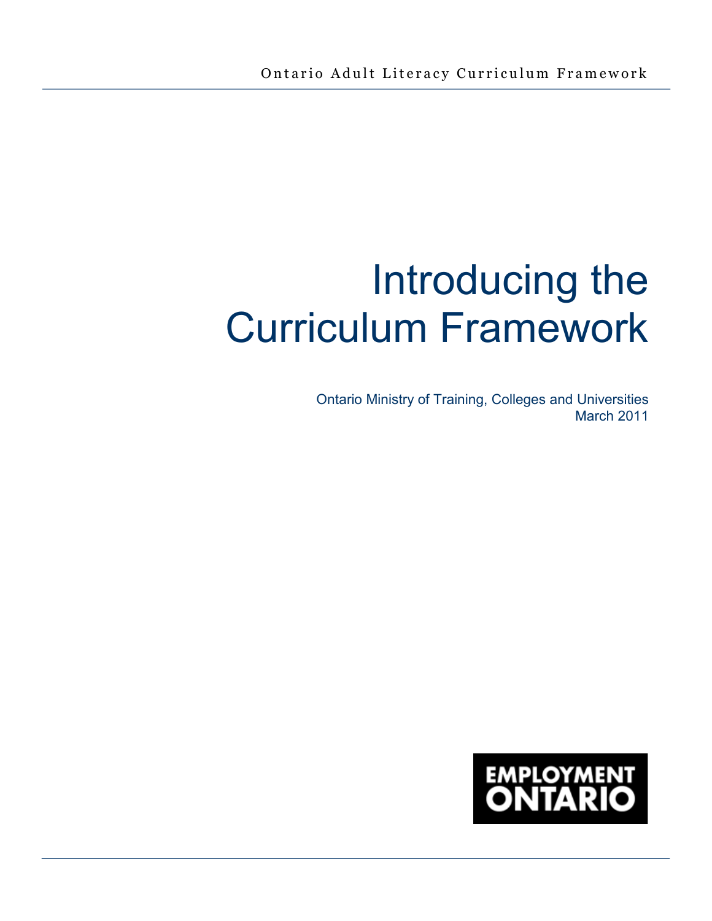Ontario Adult Literacy Curriculum Framework

# Introducing the Curriculum Framework

Ontario Ministry of Training, Colleges and Universities
March 2011

EMPLOYMENT ONTARIO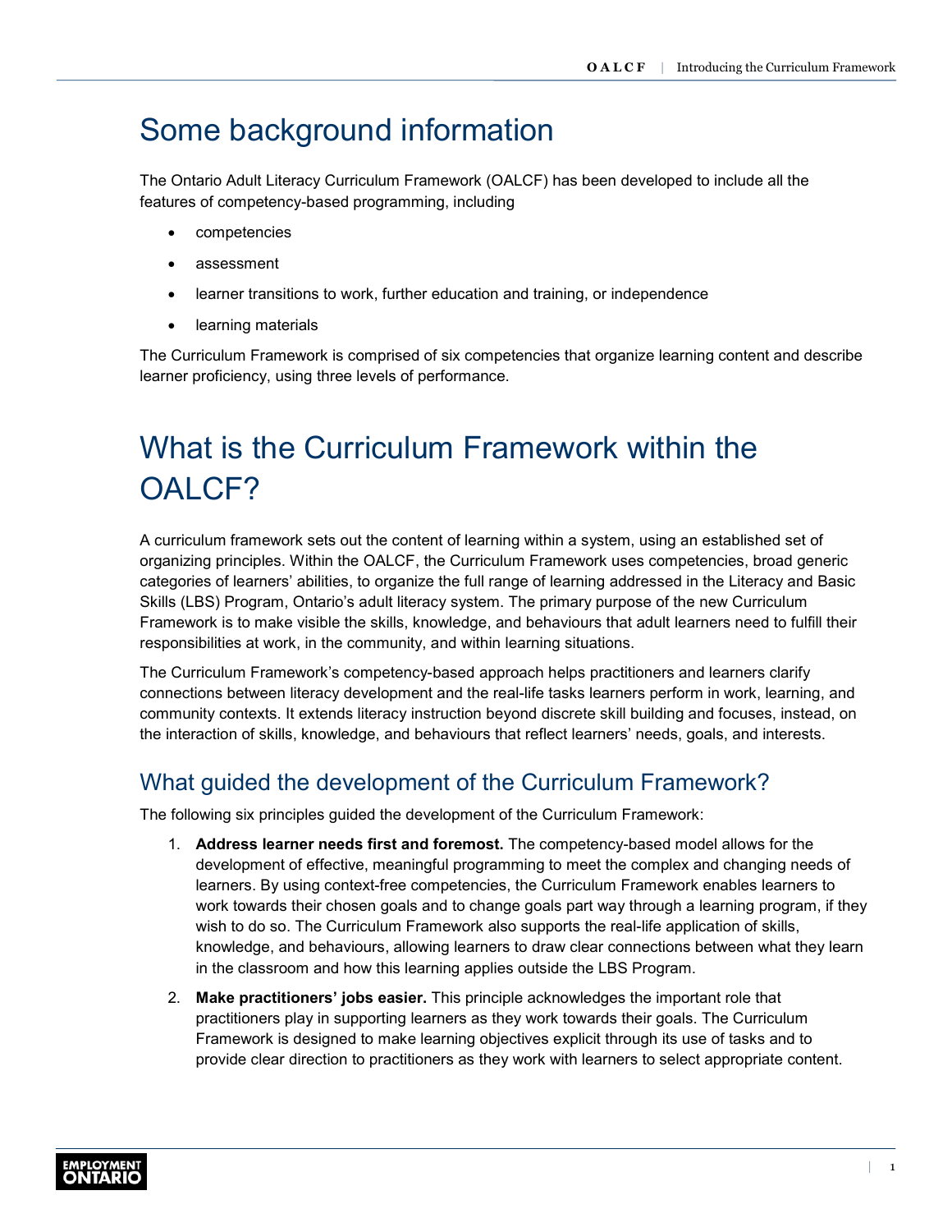# Some background information

The Ontario Adult Literacy Curriculum Framework (OALCF) has been developed to include all the features of competency-based programming, including

- competencies
- assessment
- learner transitions to work, further education and training, or independence
- learning materials

The Curriculum Framework is comprised of six competencies that organize learning content and describe learner proficiency, using three levels of performance.

# What is the Curriculum Framework within the OALCF?

A curriculum framework sets out the content of learning within a system, using an established set of organizing principles. Within the OALCF, the Curriculum Framework uses competencies, broad generic categories of learners' abilities, to organize the full range of learning addressed in the Literacy and Basic Skills (LBS) Program, Ontario's adult literacy system. The primary purpose of the new Curriculum Framework is to make visible the skills, knowledge, and behaviours that adult learners need to fulfill their responsibilities at work, in the community, and within learning situations.

The Curriculum Framework's competency-based approach helps practitioners and learners clarify connections between literacy development and the real-life tasks learners perform in work, learning, and community contexts. It extends literacy instruction beyond discrete skill building and focuses, instead, on the interaction of skills, knowledge, and behaviours that reflect learners' needs, goals, and interests.

## What guided the development of the Curriculum Framework?

The following six principles guided the development of the Curriculum Framework:

1. **Address learner needs first and foremost.** The competency-based model allows for the development of effective, meaningful programming to meet the complex and changing needs of learners. By using context-free competencies, the Curriculum Framework enables learners to work towards their chosen goals and to change goals part way through a learning program, if they wish to do so. The Curriculum Framework also supports the real-life application of skills, knowledge, and behaviours, allowing learners to draw clear connections between what they learn in the classroom and how this learning applies outside the LBS Program.
2. **Make practitioners' jobs easier.** This principle acknowledges the important role that practitioners play in supporting learners as they work towards their goals. The Curriculum Framework is designed to make learning objectives explicit through its use of tasks and to provide clear direction to practitioners as they work with learners to select appropriate content.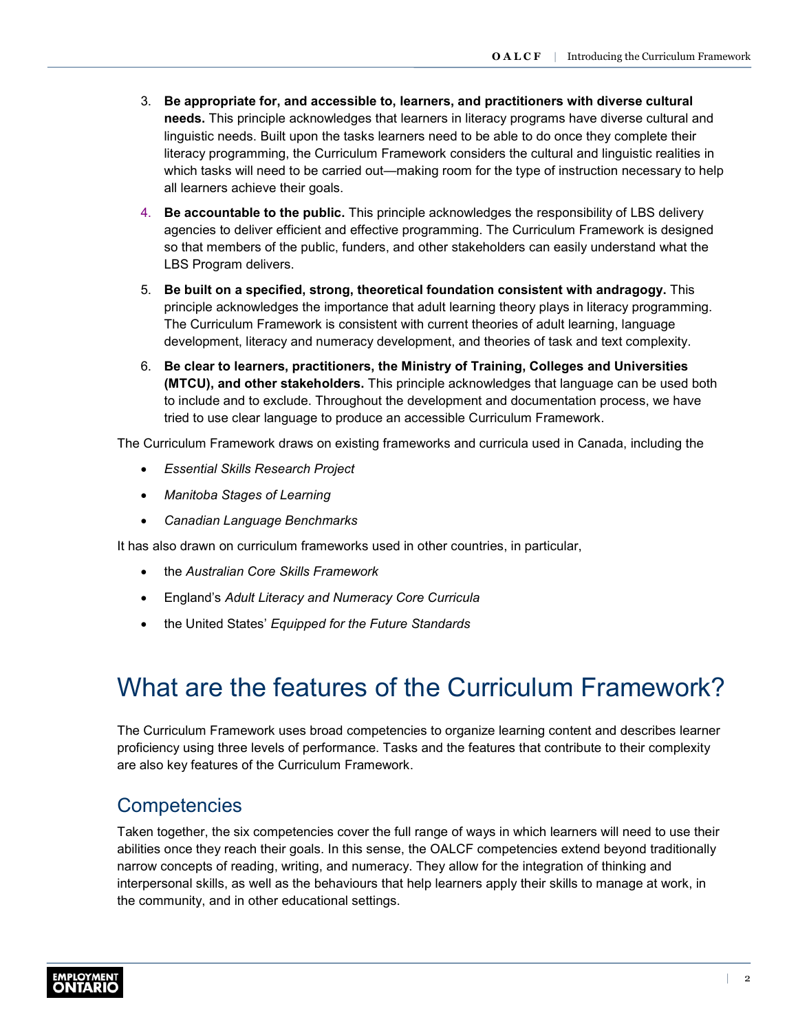3. **Be appropriate for, and accessible to, learners, and practitioners with diverse cultural needs.** This principle acknowledges that learners in literacy programs have diverse cultural and linguistic needs. Built upon the tasks learners need to be able to do once they complete their literacy programming, the Curriculum Framework considers the cultural and linguistic realities in which tasks will need to be carried out—making room for the type of instruction necessary to help all learners achieve their goals.
4. **Be accountable to the public.** This principle acknowledges the responsibility of LBS delivery agencies to deliver efficient and effective programming. The Curriculum Framework is designed so that members of the public, funders, and other stakeholders can easily understand what the LBS Program delivers.
5. **Be built on a specified, strong, theoretical foundation consistent with andragogy.** This principle acknowledges the importance that adult learning theory plays in literacy programming. The Curriculum Framework is consistent with current theories of adult learning, language development, literacy and numeracy development, and theories of task and text complexity.
6. **Be clear to learners, practitioners, the Ministry of Training, Colleges and Universities (MTCU), and other stakeholders.** This principle acknowledges that language can be used both to include and to exclude. Throughout the development and documentation process, we have tried to use clear language to produce an accessible Curriculum Framework.

The Curriculum Framework draws on existing frameworks and curricula used in Canada, including the

- *Essential Skills Research Project*
- *Manitoba Stages of Learning*
- *Canadian Language Benchmarks*

It has also drawn on curriculum frameworks used in other countries, in particular,

- the *Australian Core Skills Framework*
- England's *Adult Literacy and Numeracy Core Curricula*
- the United States' *Equipped for the Future Standards*

# What are the features of the Curriculum Framework?

The Curriculum Framework uses broad competencies to organize learning content and describes learner proficiency using three levels of performance. Tasks and the features that contribute to their complexity are also key features of the Curriculum Framework.

## Competencies

Taken together, the six competencies cover the full range of ways in which learners will need to use their abilities once they reach their goals. In this sense, the OALCF competencies extend beyond traditionally narrow concepts of reading, writing, and numeracy. They allow for the integration of thinking and interpersonal skills, as well as the behaviours that help learners apply their skills to manage at work, in the community, and in other educational settings.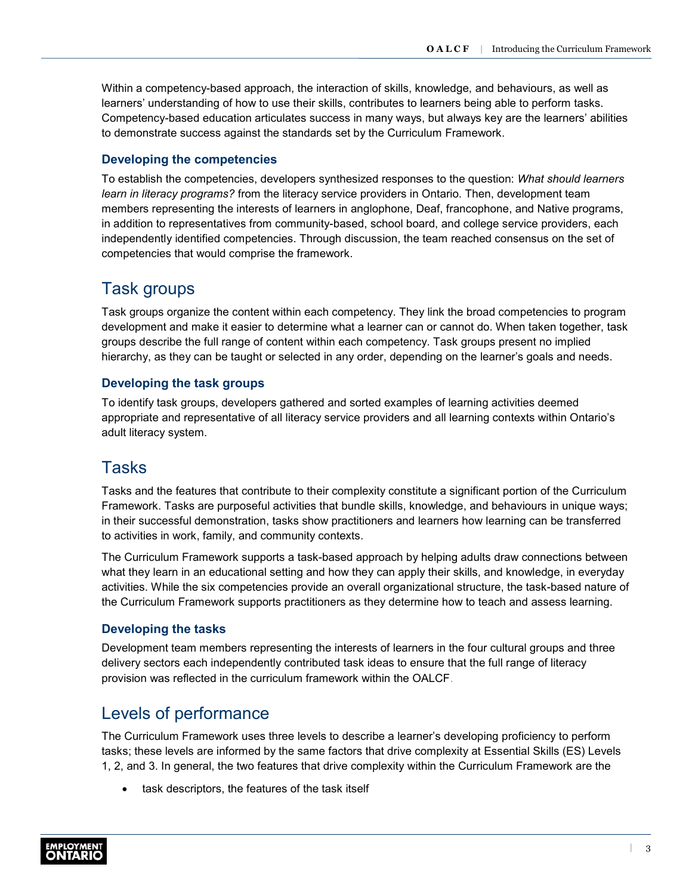Within a competency-based approach, the interaction of skills, knowledge, and behaviours, as well as learners' understanding of how to use their skills, contributes to learners being able to perform tasks. Competency-based education articulates success in many ways, but always key are the learners' abilities to demonstrate success against the standards set by the Curriculum Framework.

### Developing the competencies

To establish the competencies, developers synthesized responses to the question: *What should learners learn in literacy programs?* from the literacy service providers in Ontario. Then, development team members representing the interests of learners in anglophone, Deaf, francophone, and Native programs, in addition to representatives from community-based, school board, and college service providers, each independently identified competencies. Through discussion, the team reached consensus on the set of competencies that would comprise the framework.

## Task groups

Task groups organize the content within each competency. They link the broad competencies to program development and make it easier to determine what a learner can or cannot do. When taken together, task groups describe the full range of content within each competency. Task groups present no implied hierarchy, as they can be taught or selected in any order, depending on the learner's goals and needs.

### Developing the task groups

To identify task groups, developers gathered and sorted examples of learning activities deemed appropriate and representative of all literacy service providers and all learning contexts within Ontario's adult literacy system.

## Tasks

Tasks and the features that contribute to their complexity constitute a significant portion of the Curriculum Framework. Tasks are purposeful activities that bundle skills, knowledge, and behaviours in unique ways; in their successful demonstration, tasks show practitioners and learners how learning can be transferred to activities in work, family, and community contexts.

The Curriculum Framework supports a task-based approach by helping adults draw connections between what they learn in an educational setting and how they can apply their skills, and knowledge, in everyday activities. While the six competencies provide an overall organizational structure, the task-based nature of the Curriculum Framework supports practitioners as they determine how to teach and assess learning.

### Developing the tasks

Development team members representing the interests of learners in the four cultural groups and three delivery sectors each independently contributed task ideas to ensure that the full range of literacy provision was reflected in the curriculum framework within the OALCF.

## Levels of performance

The Curriculum Framework uses three levels to describe a learner's developing proficiency to perform tasks; these levels are informed by the same factors that drive complexity at Essential Skills (ES) Levels 1, 2, and 3. In general, the two features that drive complexity within the Curriculum Framework are the

- task descriptors, the features of the task itself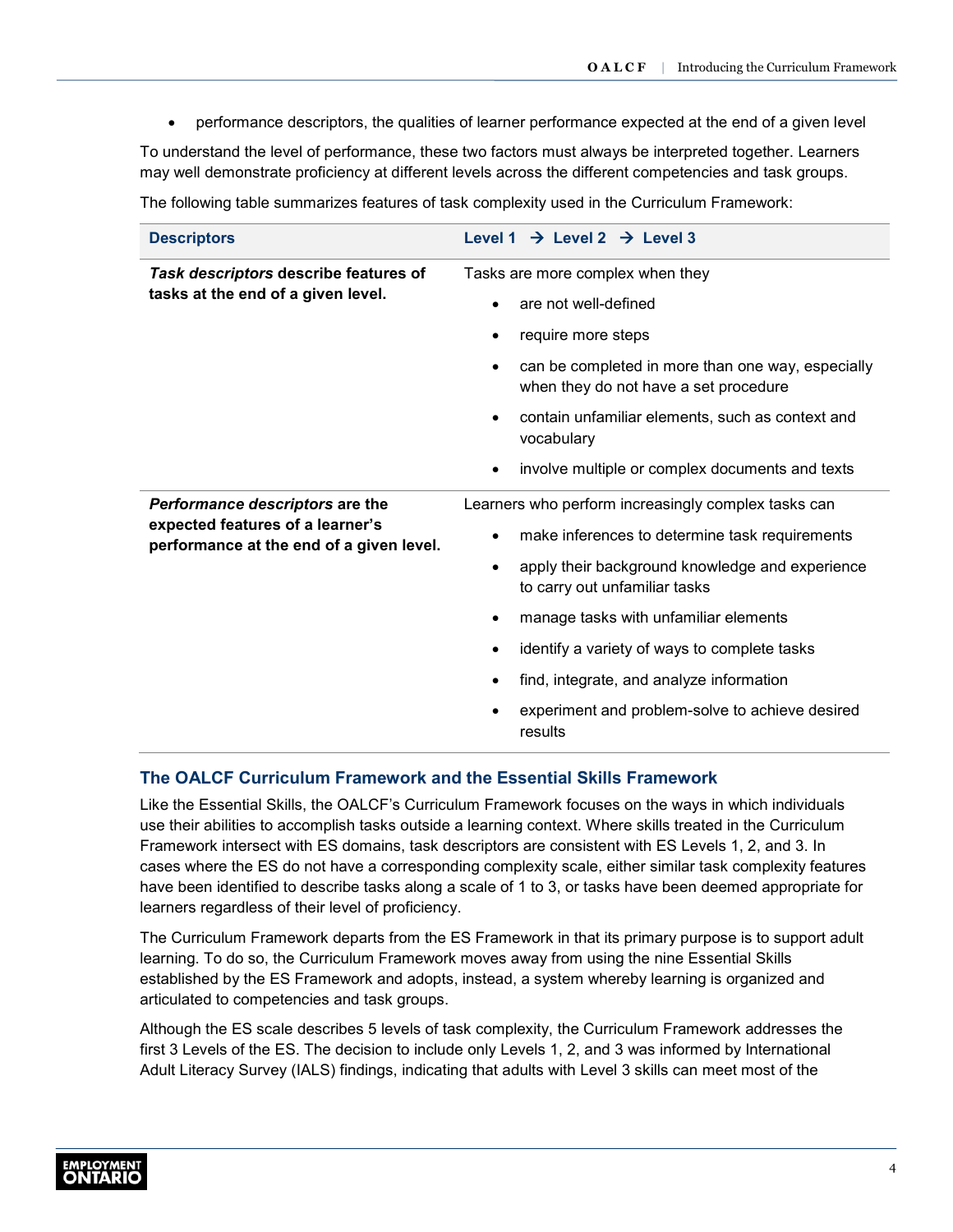- performance descriptors, the qualities of learner performance expected at the end of a given level

To understand the level of performance, these two factors must always be interpreted together. Learners may well demonstrate proficiency at different levels across the different competencies and task groups.

The following table summarizes features of task complexity used in the Curriculum Framework:

| Descriptors | Level 1 → Level 2 → Level 3 |
|---|---|
| ***Task descriptors* describe features of tasks at the end of a given level.** | Tasks are more complex when they<br>• are not well-defined<br>• require more steps<br>• can be completed in more than one way, especially when they do not have a set procedure<br>• contain unfamiliar elements, such as context and vocabulary<br>• involve multiple or complex documents and texts |
| ***Performance descriptors* are the expected features of a learner's performance at the end of a given level.** | Learners who perform increasingly complex tasks can<br>• make inferences to determine task requirements<br>• apply their background knowledge and experience to carry out unfamiliar tasks<br>• manage tasks with unfamiliar elements<br>• identify a variety of ways to complete tasks<br>• find, integrate, and analyze information<br>• experiment and problem-solve to achieve desired results |

### The OALCF Curriculum Framework and the Essential Skills Framework

Like the Essential Skills, the OALCF's Curriculum Framework focuses on the ways in which individuals use their abilities to accomplish tasks outside a learning context. Where skills treated in the Curriculum Framework intersect with ES domains, task descriptors are consistent with ES Levels 1, 2, and 3. In cases where the ES do not have a corresponding complexity scale, either similar task complexity features have been identified to describe tasks along a scale of 1 to 3, or tasks have been deemed appropriate for learners regardless of their level of proficiency.

The Curriculum Framework departs from the ES Framework in that its primary purpose is to support adult learning. To do so, the Curriculum Framework moves away from using the nine Essential Skills established by the ES Framework and adopts, instead, a system whereby learning is organized and articulated to competencies and task groups.

Although the ES scale describes 5 levels of task complexity, the Curriculum Framework addresses the first 3 Levels of the ES. The decision to include only Levels 1, 2, and 3 was informed by International Adult Literacy Survey (IALS) findings, indicating that adults with Level 3 skills can meet most of the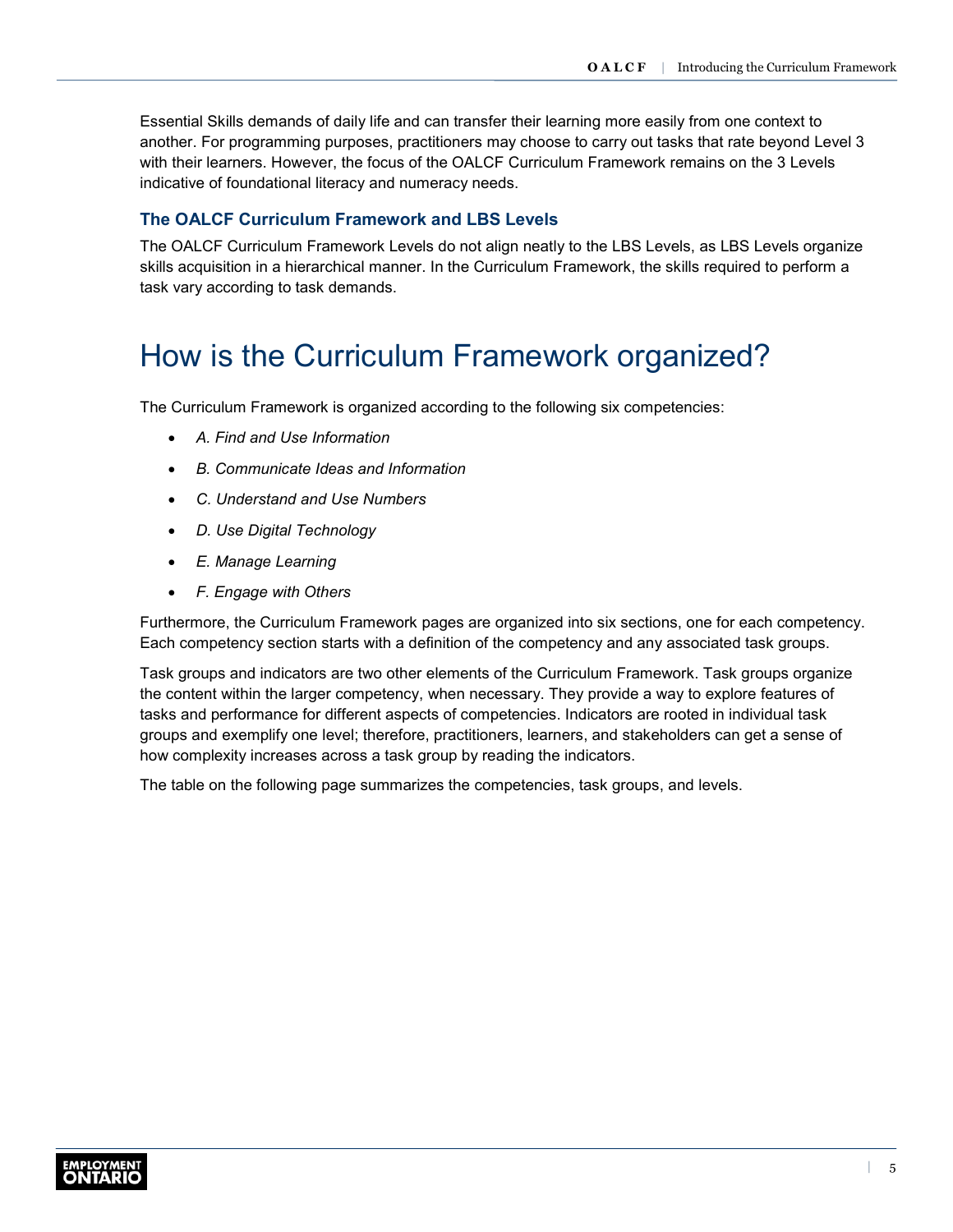Essential Skills demands of daily life and can transfer their learning more easily from one context to another. For programming purposes, practitioners may choose to carry out tasks that rate beyond Level 3 with their learners. However, the focus of the OALCF Curriculum Framework remains on the 3 Levels indicative of foundational literacy and numeracy needs.

### The OALCF Curriculum Framework and LBS Levels

The OALCF Curriculum Framework Levels do not align neatly to the LBS Levels, as LBS Levels organize skills acquisition in a hierarchical manner. In the Curriculum Framework, the skills required to perform a task vary according to task demands.

## How is the Curriculum Framework organized?

The Curriculum Framework is organized according to the following six competencies:

- *A. Find and Use Information*
- *B. Communicate Ideas and Information*
- *C. Understand and Use Numbers*
- *D. Use Digital Technology*
- *E. Manage Learning*
- *F. Engage with Others*

Furthermore, the Curriculum Framework pages are organized into six sections, one for each competency. Each competency section starts with a definition of the competency and any associated task groups.

Task groups and indicators are two other elements of the Curriculum Framework. Task groups organize the content within the larger competency, when necessary. They provide a way to explore features of tasks and performance for different aspects of competencies. Indicators are rooted in individual task groups and exemplify one level; therefore, practitioners, learners, and stakeholders can get a sense of how complexity increases across a task group by reading the indicators.

The table on the following page summarizes the competencies, task groups, and levels.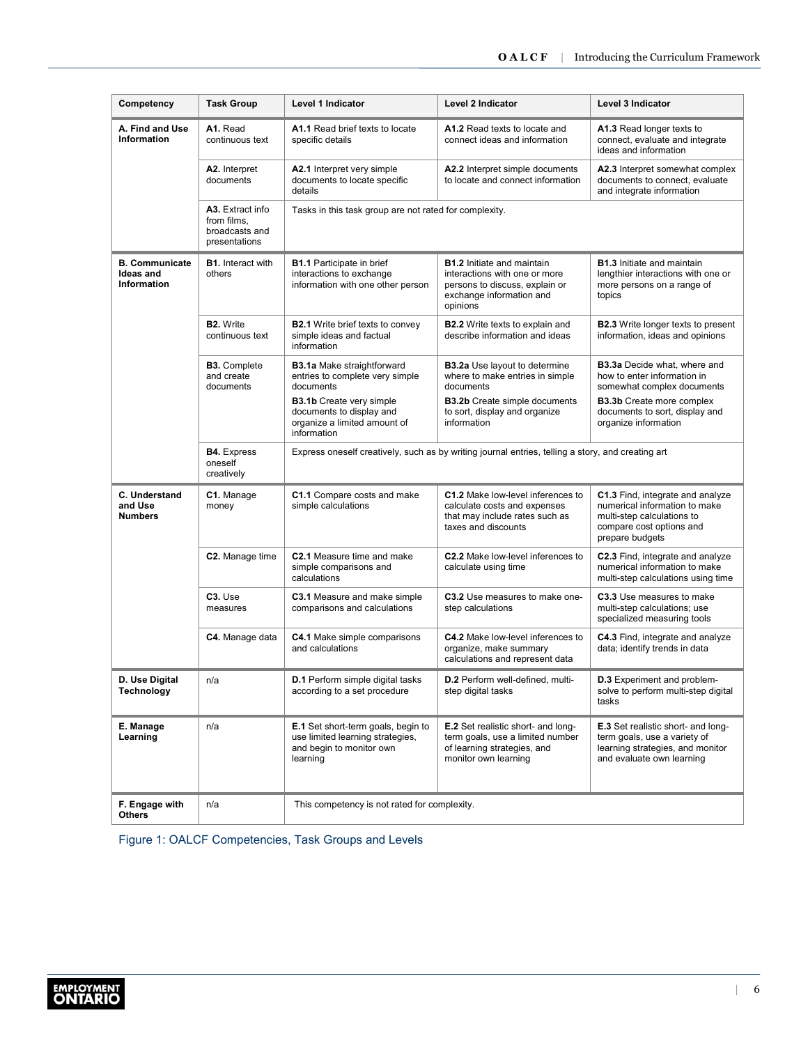| Competency | Task Group | Level 1 Indicator | Level 2 Indicator | Level 3 Indicator |
|---|---|---|---|---|
| **A. Find and Use Information** | **A1.** Read continuous text | **A1.1** Read brief texts to locate specific details | **A1.2** Read texts to locate and connect ideas and information | **A1.3** Read longer texts to connect, evaluate and integrate ideas and information |
| | **A2.** Interpret documents | **A2.1** Interpret very simple documents to locate specific details | **A2.2** Interpret simple documents to locate and connect information | **A2.3** Interpret somewhat complex documents to connect, evaluate and integrate information |
| | **A3.** Extract info from films, broadcasts and presentations | Tasks in this task group are not rated for complexity. | | |
| **B. Communicate Ideas and Information** | **B1.** Interact with others | **B1.1** Participate in brief interactions to exchange information with one other person | **B1.2** Initiate and maintain interactions with one or more persons to discuss, explain or exchange information and opinions | **B1.3** Initiate and maintain lengthier interactions with one or more persons on a range of topics |
| | **B2.** Write continuous text | **B2.1** Write brief texts to convey simple ideas and factual information | **B2.2** Write texts to explain and describe information and ideas | **B2.3** Write longer texts to present information, ideas and opinions |
| | **B3.** Complete and create documents | **B3.1a** Make straightforward entries to complete very simple documents<br>**B3.1b** Create very simple documents to display and organize a limited amount of information | **B3.2a** Use layout to determine where to make entries in simple documents<br>**B3.2b** Create simple documents to sort, display and organize information | **B3.3a** Decide what, where and how to enter information in somewhat complex documents<br>**B3.3b** Create more complex documents to sort, display and organize information |
| | **B4.** Express oneself creatively | Express oneself creatively, such as by writing journal entries, telling a story, and creating art | | |
| **C. Understand and Use Numbers** | **C1.** Manage money | **C1.1** Compare costs and make simple calculations | **C1.2** Make low-level inferences to calculate costs and expenses that may include rates such as taxes and discounts | **C1.3** Find, integrate and analyze numerical information to make multi-step calculations to compare cost options and prepare budgets |
| | **C2.** Manage time | **C2.1** Measure time and make simple comparisons and calculations | **C2.2** Make low-level inferences to calculate using time | **C2.3** Find, integrate and analyze numerical information to make multi-step calculations using time |
| | **C3.** Use measures | **C3.1** Measure and make simple comparisons and calculations | **C3.2** Use measures to make one-step calculations | **C3.3** Use measures to make multi-step calculations; use specialized measuring tools |
| | **C4.** Manage data | **C4.1** Make simple comparisons and calculations | **C4.2** Make low-level inferences to organize, make summary calculations and represent data | **C4.3** Find, integrate and analyze data; identify trends in data |
| **D. Use Digital Technology** | n/a | **D.1** Perform simple digital tasks according to a set procedure | **D.2** Perform well-defined, multi-step digital tasks | **D.3** Experiment and problem-solve to perform multi-step digital tasks |
| **E. Manage Learning** | n/a | **E.1** Set short-term goals, begin to use limited learning strategies, and begin to monitor own learning | **E.2** Set realistic short- and long-term goals, use a limited number of learning strategies, and monitor own learning | **E.3** Set realistic short- and long-term goals, use a variety of learning strategies, and monitor and evaluate own learning |
| **F. Engage with Others** | n/a | This competency is not rated for complexity. | | |

Figure 1: OALCF Competencies, Task Groups and Levels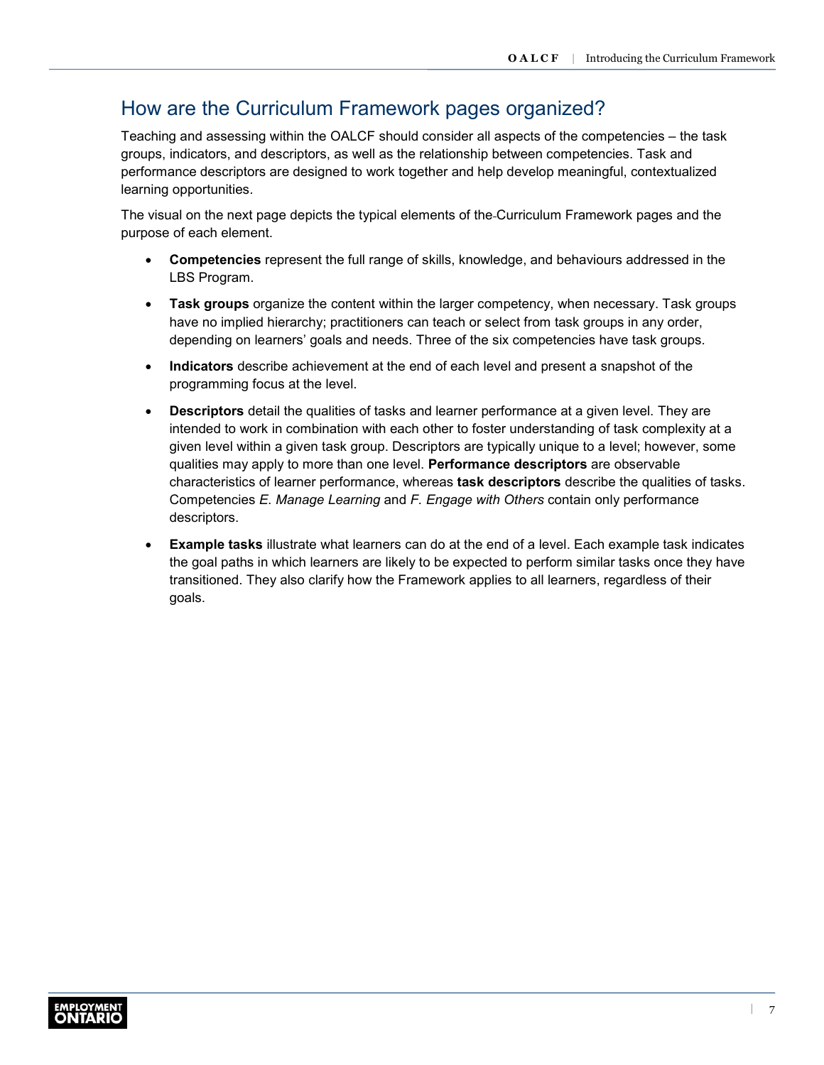## How are the Curriculum Framework pages organized?

Teaching and assessing within the OALCF should consider all aspects of the competencies – the task groups, indicators, and descriptors, as well as the relationship between competencies. Task and performance descriptors are designed to work together and help develop meaningful, contextualized learning opportunities.

The visual on the next page depicts the typical elements of the Curriculum Framework pages and the purpose of each element.

- **Competencies** represent the full range of skills, knowledge, and behaviours addressed in the LBS Program.
- **Task groups** organize the content within the larger competency, when necessary. Task groups have no implied hierarchy; practitioners can teach or select from task groups in any order, depending on learners' goals and needs. Three of the six competencies have task groups.
- **Indicators** describe achievement at the end of each level and present a snapshot of the programming focus at the level.
- **Descriptors** detail the qualities of tasks and learner performance at a given level. They are intended to work in combination with each other to foster understanding of task complexity at a given level within a given task group. Descriptors are typically unique to a level; however, some qualities may apply to more than one level. **Performance descriptors** are observable characteristics of learner performance, whereas **task descriptors** describe the qualities of tasks. Competencies *E. Manage Learning* and *F. Engage with Others* contain only performance descriptors.
- **Example tasks** illustrate what learners can do at the end of a level. Each example task indicates the goal paths in which learners are likely to be expected to perform similar tasks once they have transitioned. They also clarify how the Framework applies to all learners, regardless of their goals.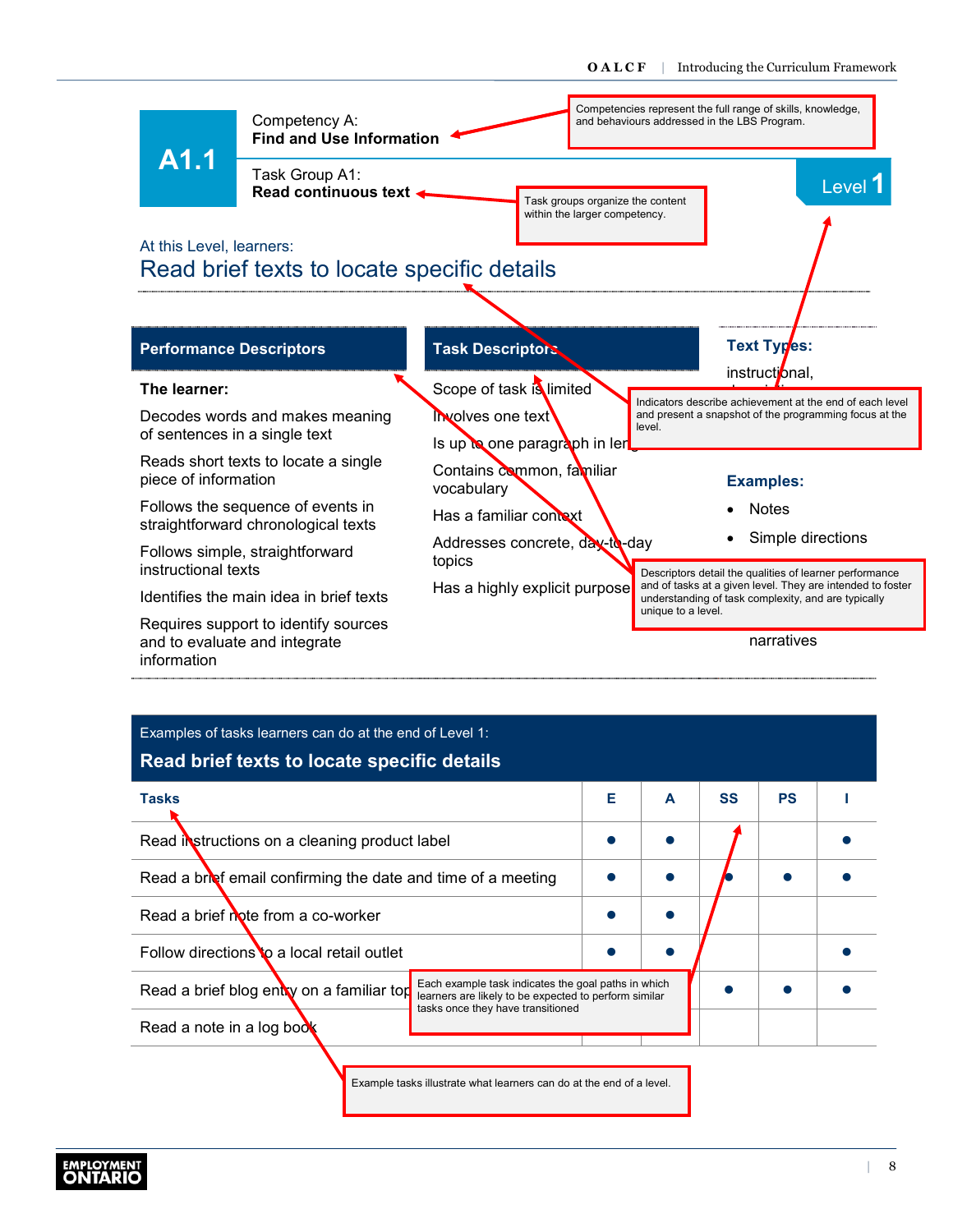# A1.1

Competency A:
**Find and Use Information**

Competencies represent the full range of skills, knowledge, and behaviours addressed in the LBS Program.

Task Group A1:
**Read continuous text**

Task groups organize the content within the larger competency.

Level 1

At this Level, learners:

## Read brief texts to locate specific details

Indicators describe achievement at the end of each level and present a snapshot of the programming focus at the level.

### Performance Descriptors

**The learner:**

- Decodes words and makes meaning of sentences in a single text
- Reads short texts to locate a single piece of information
- Follows the sequence of events in straightforward chronological texts
- Follows simple, straightforward instructional texts
- Identifies the main idea in brief texts
- Requires support to identify sources and to evaluate and integrate information

### Task Descriptors

- Scope of task is limited
- Involves one text
- Is up to one paragraph in length
- Contains common, familiar vocabulary
- Has a familiar context
- Addresses concrete, day-to-day topics
- Has a highly explicit purpose

Descriptors detail the qualities of learner performance and of tasks at a given level. They are intended to foster understanding of task complexity, and are typically unique to a level.

### Text Types:

instructional, descriptive, narratives

### Examples:

- Notes
- Simple directions
- narratives

Examples of tasks learners can do at the end of Level 1:

## Read brief texts to locate specific details

| Tasks | E | A | SS | PS | I |
|---|---|---|---|---|---|
| Read instructions on a cleaning product label | ● | ● | | | ● |
| Read a brief email confirming the date and time of a meeting | ● | ● | ● | ● | ● |
| Read a brief note from a co-worker | ● | ● | | | |
| Follow directions to a local retail outlet | ● | ● | | | ● |
| Read a brief blog entry on a familiar topic | | | ● | ● | ● |
| Read a note in a log book | | | | | |

Each example task indicates the goal paths in which learners are likely to be expected to perform similar tasks once they have transitioned

Example tasks illustrate what learners can do at the end of a level.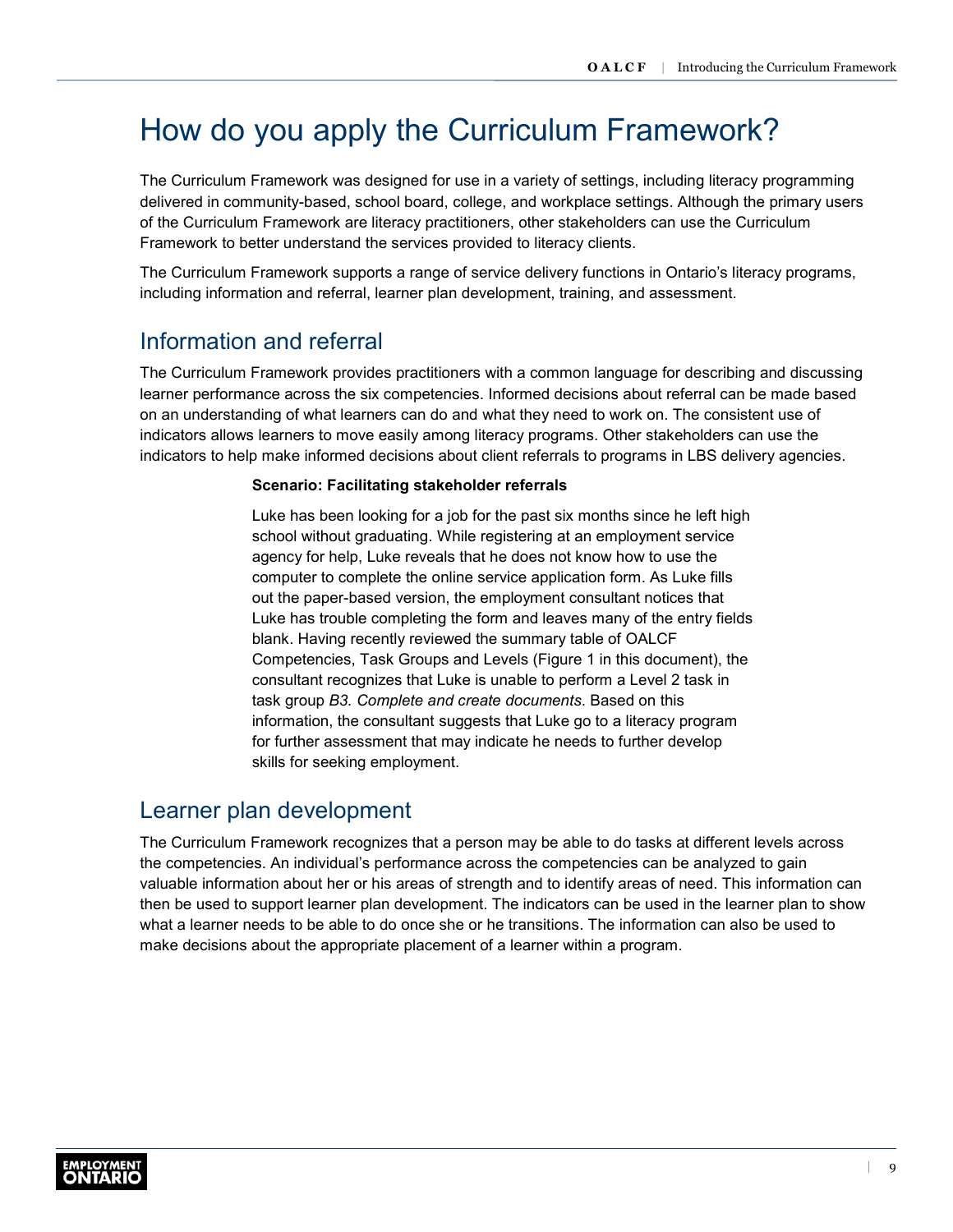# How do you apply the Curriculum Framework?

The Curriculum Framework was designed for use in a variety of settings, including literacy programming delivered in community-based, school board, college, and workplace settings. Although the primary users of the Curriculum Framework are literacy practitioners, other stakeholders can use the Curriculum Framework to better understand the services provided to literacy clients.

The Curriculum Framework supports a range of service delivery functions in Ontario's literacy programs, including information and referral, learner plan development, training, and assessment.

## Information and referral

The Curriculum Framework provides practitioners with a common language for describing and discussing learner performance across the six competencies. Informed decisions about referral can be made based on an understanding of what learners can do and what they need to work on. The consistent use of indicators allows learners to move easily among literacy programs. Other stakeholders can use the indicators to help make informed decisions about client referrals to programs in LBS delivery agencies.

**Scenario: Facilitating stakeholder referrals**

Luke has been looking for a job for the past six months since he left high school without graduating. While registering at an employment service agency for help, Luke reveals that he does not know how to use the computer to complete the online service application form. As Luke fills out the paper-based version, the employment consultant notices that Luke has trouble completing the form and leaves many of the entry fields blank. Having recently reviewed the summary table of OALCF Competencies, Task Groups and Levels (Figure 1 in this document), the consultant recognizes that Luke is unable to perform a Level 2 task in task group *B3. Complete and create documents*. Based on this information, the consultant suggests that Luke go to a literacy program for further assessment that may indicate he needs to further develop skills for seeking employment.

## Learner plan development

The Curriculum Framework recognizes that a person may be able to do tasks at different levels across the competencies. An individual's performance across the competencies can be analyzed to gain valuable information about her or his areas of strength and to identify areas of need. This information can then be used to support learner plan development. The indicators can be used in the learner plan to show what a learner needs to be able to do once she or he transitions. The information can also be used to make decisions about the appropriate placement of a learner within a program.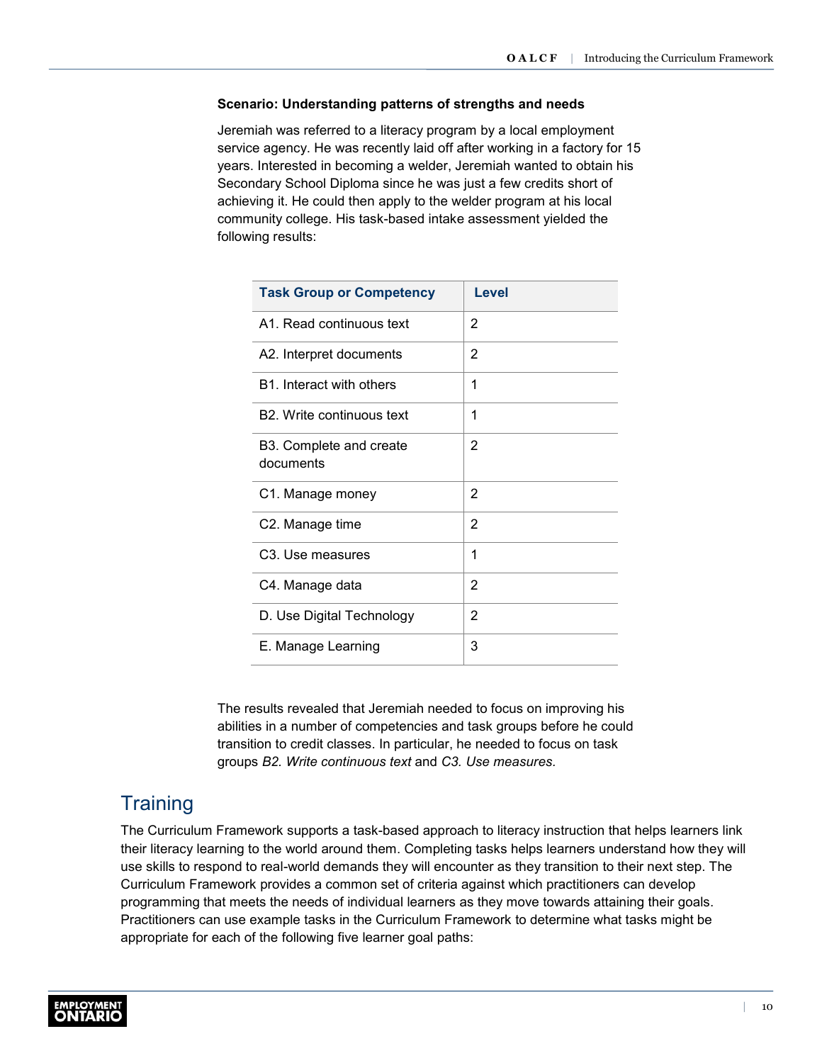**Scenario: Understanding patterns of strengths and needs**

Jeremiah was referred to a literacy program by a local employment service agency. He was recently laid off after working in a factory for 15 years. Interested in becoming a welder, Jeremiah wanted to obtain his Secondary School Diploma since he was just a few credits short of achieving it. He could then apply to the welder program at his local community college. His task-based intake assessment yielded the following results:

| Task Group or Competency | Level |
|---|---|
| A1. Read continuous text | 2 |
| A2. Interpret documents | 2 |
| B1. Interact with others | 1 |
| B2. Write continuous text | 1 |
| B3. Complete and create documents | 2 |
| C1. Manage money | 2 |
| C2. Manage time | 2 |
| C3. Use measures | 1 |
| C4. Manage data | 2 |
| D. Use Digital Technology | 2 |
| E. Manage Learning | 3 |

The results revealed that Jeremiah needed to focus on improving his abilities in a number of competencies and task groups before he could transition to credit classes. In particular, he needed to focus on task groups *B2. Write continuous text* and *C3. Use measures.*

## Training

The Curriculum Framework supports a task-based approach to literacy instruction that helps learners link their literacy learning to the world around them. Completing tasks helps learners understand how they will use skills to respond to real-world demands they will encounter as they transition to their next step. The Curriculum Framework provides a common set of criteria against which practitioners can develop programming that meets the needs of individual learners as they move towards attaining their goals. Practitioners can use example tasks in the Curriculum Framework to determine what tasks might be appropriate for each of the following five learner goal paths: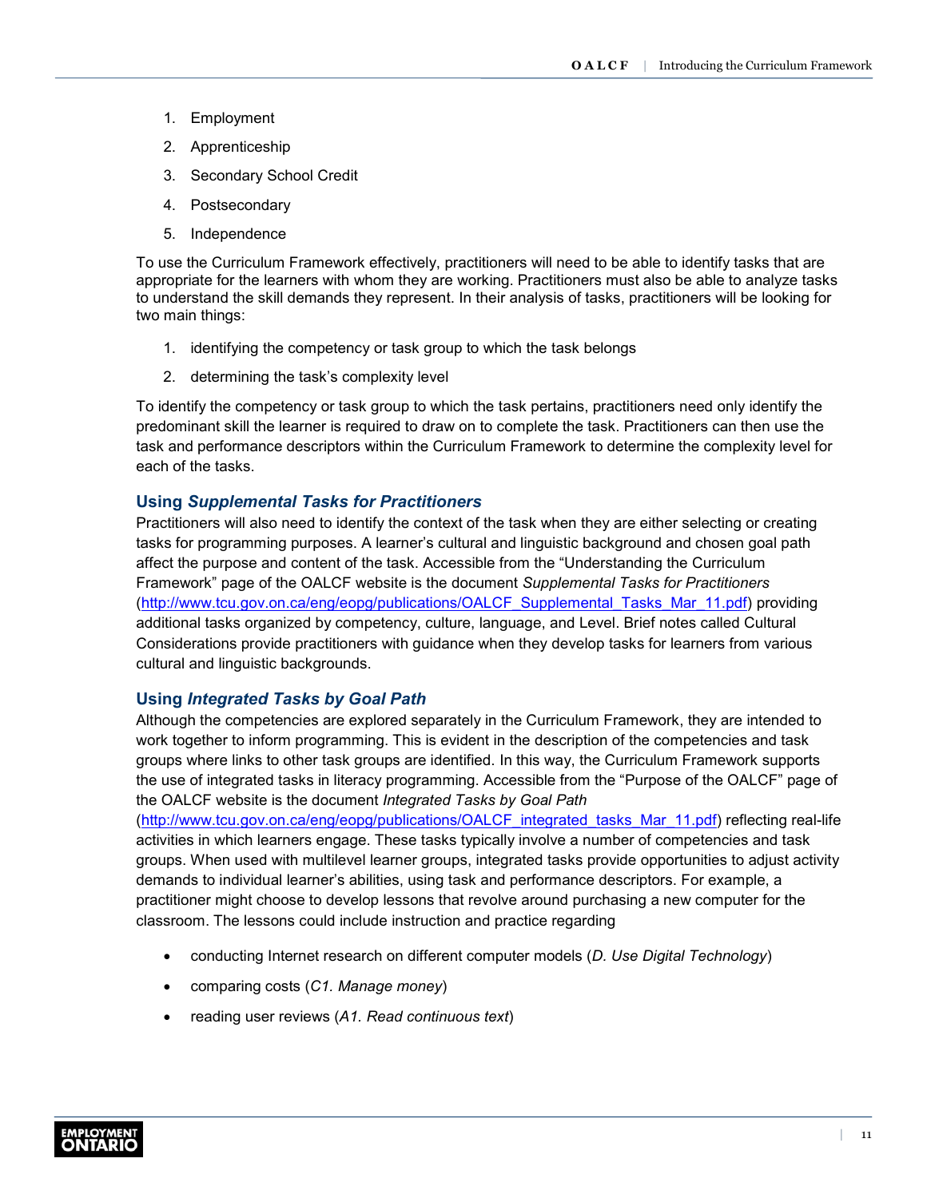1. Employment
2. Apprenticeship
3. Secondary School Credit
4. Postsecondary
5. Independence

To use the Curriculum Framework effectively, practitioners will need to be able to identify tasks that are appropriate for the learners with whom they are working. Practitioners must also be able to analyze tasks to understand the skill demands they represent. In their analysis of tasks, practitioners will be looking for two main things:

1. identifying the competency or task group to which the task belongs
2. determining the task's complexity level

To identify the competency or task group to which the task pertains, practitioners need only identify the predominant skill the learner is required to draw on to complete the task. Practitioners can then use the task and performance descriptors within the Curriculum Framework to determine the complexity level for each of the tasks.

### Using *Supplemental Tasks for Practitioners*

Practitioners will also need to identify the context of the task when they are either selecting or creating tasks for programming purposes. A learner's cultural and linguistic background and chosen goal path affect the purpose and content of the task. Accessible from the "Understanding the Curriculum Framework" page of the OALCF website is the document *Supplemental Tasks for Practitioners* (http://www.tcu.gov.on.ca/eng/eopg/publications/OALCF_Supplemental_Tasks_Mar_11.pdf) providing additional tasks organized by competency, culture, language, and Level. Brief notes called Cultural Considerations provide practitioners with guidance when they develop tasks for learners from various cultural and linguistic backgrounds.

### Using *Integrated Tasks by Goal Path*

Although the competencies are explored separately in the Curriculum Framework, they are intended to work together to inform programming. This is evident in the description of the competencies and task groups where links to other task groups are identified. In this way, the Curriculum Framework supports the use of integrated tasks in literacy programming. Accessible from the "Purpose of the OALCF" page of the OALCF website is the document *Integrated Tasks by Goal Path* (http://www.tcu.gov.on.ca/eng/eopg/publications/OALCF_integrated_tasks_Mar_11.pdf) reflecting real-life activities in which learners engage. These tasks typically involve a number of competencies and task groups. When used with multilevel learner groups, integrated tasks provide opportunities to adjust activity demands to individual learner's abilities, using task and performance descriptors. For example, a practitioner might choose to develop lessons that revolve around purchasing a new computer for the classroom. The lessons could include instruction and practice regarding

- conducting Internet research on different computer models (*D. Use Digital Technology*)
- comparing costs (*C1. Manage money*)
- reading user reviews (*A1. Read continuous text*)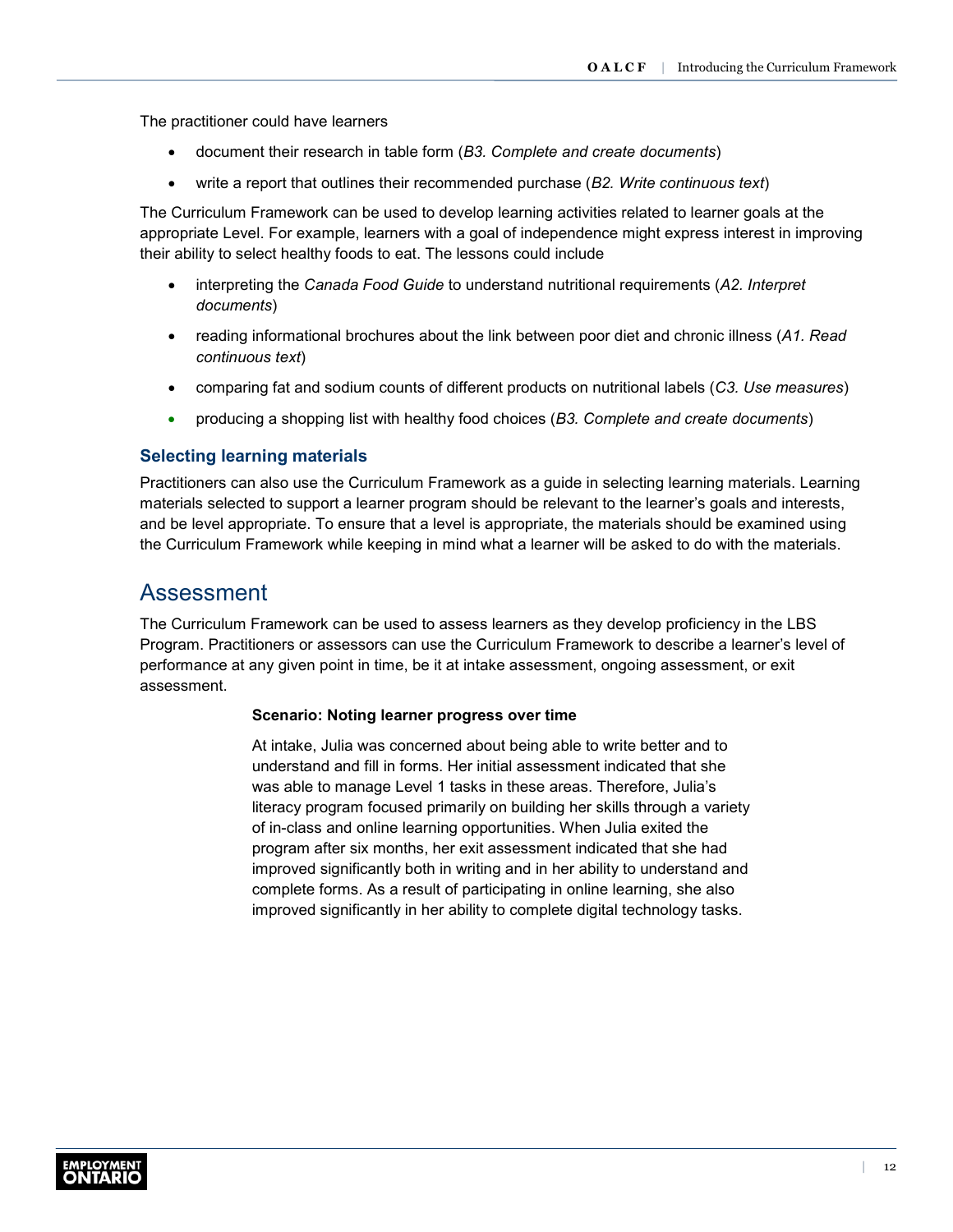The practitioner could have learners

- document their research in table form (*B3. Complete and create documents*)
- write a report that outlines their recommended purchase (*B2. Write continuous text*)

The Curriculum Framework can be used to develop learning activities related to learner goals at the appropriate Level. For example, learners with a goal of independence might express interest in improving their ability to select healthy foods to eat. The lessons could include

- interpreting the *Canada Food Guide* to understand nutritional requirements (*A2. Interpret documents*)
- reading informational brochures about the link between poor diet and chronic illness (*A1. Read continuous text*)
- comparing fat and sodium counts of different products on nutritional labels (*C3. Use measures*)
- producing a shopping list with healthy food choices (*B3. Complete and create documents*)

### Selecting learning materials

Practitioners can also use the Curriculum Framework as a guide in selecting learning materials. Learning materials selected to support a learner program should be relevant to the learner's goals and interests, and be level appropriate. To ensure that a level is appropriate, the materials should be examined using the Curriculum Framework while keeping in mind what a learner will be asked to do with the materials.

## Assessment

The Curriculum Framework can be used to assess learners as they develop proficiency in the LBS Program. Practitioners or assessors can use the Curriculum Framework to describe a learner's level of performance at any given point in time, be it at intake assessment, ongoing assessment, or exit assessment.

**Scenario: Noting learner progress over time**

At intake, Julia was concerned about being able to write better and to understand and fill in forms. Her initial assessment indicated that she was able to manage Level 1 tasks in these areas. Therefore, Julia's literacy program focused primarily on building her skills through a variety of in-class and online learning opportunities. When Julia exited the program after six months, her exit assessment indicated that she had improved significantly both in writing and in her ability to understand and complete forms. As a result of participating in online learning, she also improved significantly in her ability to complete digital technology tasks.